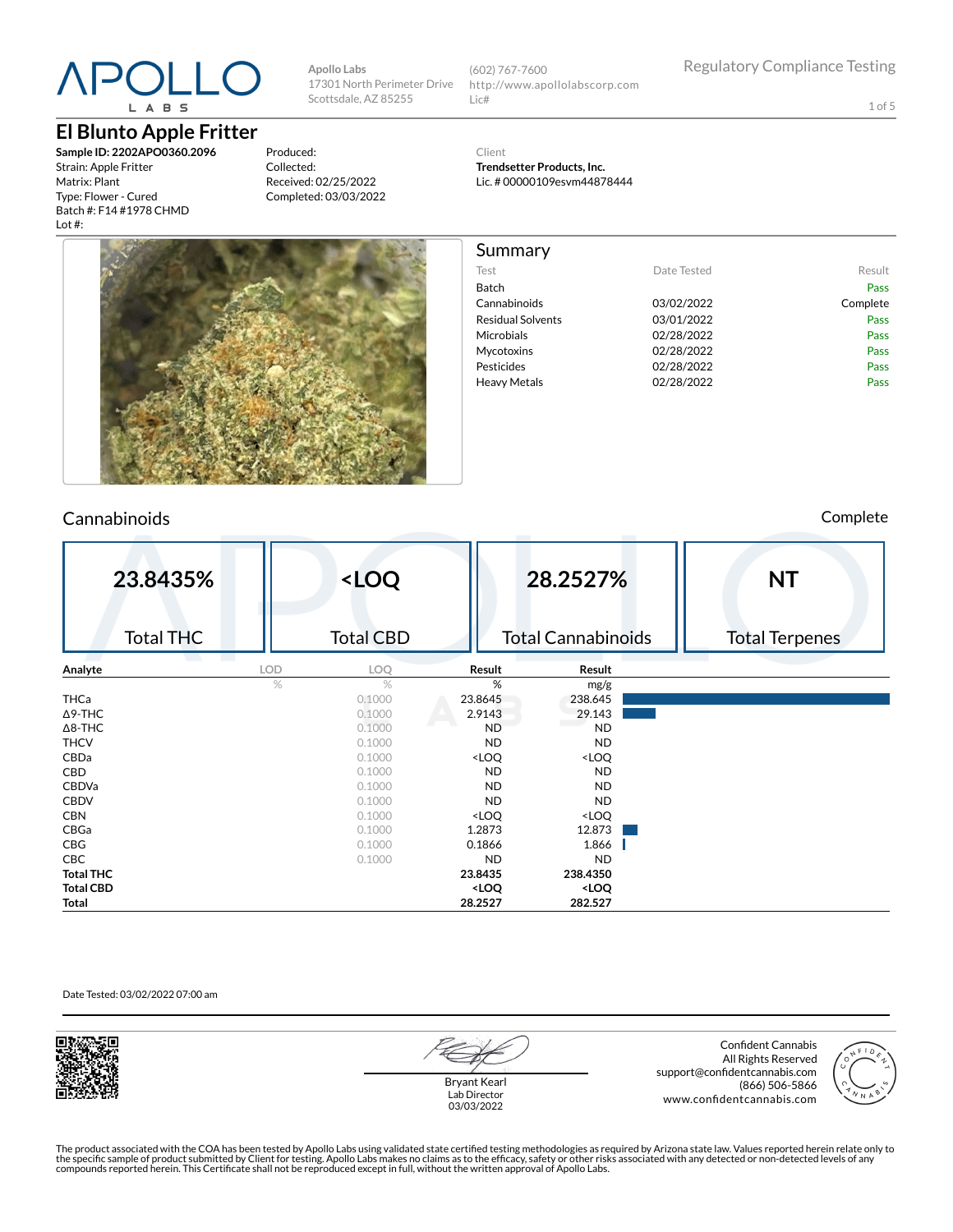APOLLO LABS

Apollo Labs
17301 North Perimeter Drive
Scottsdale, AZ 85255

(602) 767-7600
http://www.apollolabscorp.com
Lic#

Regulatory Compliance Testing

# El Blunto Apple Fritter

**Sample ID: 2202APO0360.2096**
Strain: Apple Fritter
Matrix: Plant
Type: Flower - Cured
Batch #: F14 #1978 CHMD
Lot #:

Produced:
Collected:
Received: 02/25/2022
Completed: 03/03/2022

Client
**Trendsetter Products, Inc.**
Lic. # 00000109esvm44878444

## Summary

| Test | Date Tested | Result |
|---|---|---|
| Batch | | Pass |
| Cannabinoids | 03/02/2022 | Complete |
| Residual Solvents | 03/01/2022 | Pass |
| Microbials | 02/28/2022 | Pass |
| Mycotoxins | 02/28/2022 | Pass |
| Pesticides | 02/28/2022 | Pass |
| Heavy Metals | 02/28/2022 | Pass |

## Cannabinoids

Complete

| 23.8435% | <LOQ | 28.2527% | NT |
|---|---|---|---|
| Total THC | Total CBD | Total Cannabinoids | Total Terpenes |

| Analyte | LOD | LOQ | Result | Result |
|---|---|---|---|---|
| | % | % | % | mg/g |
| THCa | | 0.1000 | 23.8645 | 238.645 |
| Δ9-THC | | 0.1000 | 2.9143 | 29.143 |
| Δ8-THC | | 0.1000 | ND | ND |
| THCV | | 0.1000 | ND | ND |
| CBDa | | 0.1000 | <LOQ | <LOQ |
| CBD | | 0.1000 | ND | ND |
| CBDVa | | 0.1000 | ND | ND |
| CBDV | | 0.1000 | ND | ND |
| CBN | | 0.1000 | <LOQ | <LOQ |
| CBGa | | 0.1000 | 1.2873 | 12.873 |
| CBG | | 0.1000 | 0.1866 | 1.866 |
| CBC | | 0.1000 | ND | ND |
| **Total THC** | | | **23.8435** | **238.4350** |
| **Total CBD** | | | **<LOQ** | **<LOQ** |
| **Total** | | | **28.2527** | **282.527** |

Date Tested: 03/02/2022 07:00 am

Bryant Kearl
Lab Director
03/03/2022

Confident Cannabis
All Rights Reserved
support@confidentcannabis.com
(866) 506-5866
www.confidentcannabis.com

The product associated with the COA has been tested by Apollo Labs using validated state certified testing methodologies as required by Arizona state law. Values reported herein relate only to the specific sample of product submitted by Client for testing. Apollo Labs makes no claims as to the efficacy, safety or other risks associated with any detected or non-detected levels of any compounds reported herein. This Certificate shall not be reproduced except in full, without the written approval of Apollo Labs.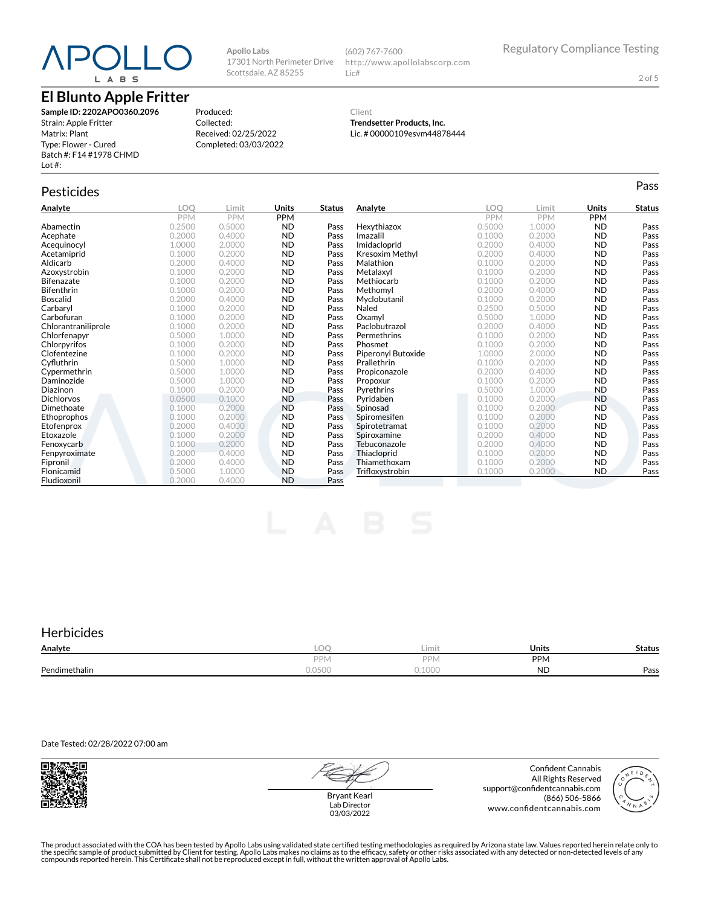APOLLO LABS

Apollo Labs
17301 North Perimeter Drive
Scottsdale, AZ 85255

(602) 767-7600
http://www.apollolabscorp.com
Lic#

Regulatory Compliance Testing

# El Blunto Apple Fritter

**Sample ID: 2202APO0360.2096**
Strain: Apple Fritter
Matrix: Plant
Type: Flower - Cured
Batch #: F14 #1978 CHMD
Lot #:

Produced:
Collected:
Received: 02/25/2022
Completed: 03/03/2022

Client
**Trendsetter Products, Inc.**
Lic. # 00000109esvm44878444

## Pesticides

Pass

| Analyte | LOQ | Limit | Units | Status |
|---|---|---|---|---|
| | PPM | PPM | PPM | |
| Abamectin | 0.2500 | 0.5000 | ND | Pass |
| Acephate | 0.2000 | 0.4000 | ND | Pass |
| Acequinocyl | 1.0000 | 2.0000 | ND | Pass |
| Acetamiprid | 0.1000 | 0.2000 | ND | Pass |
| Aldicarb | 0.2000 | 0.4000 | ND | Pass |
| Azoxystrobin | 0.1000 | 0.2000 | ND | Pass |
| Bifenazate | 0.1000 | 0.2000 | ND | Pass |
| Bifenthrin | 0.1000 | 0.2000 | ND | Pass |
| Boscalid | 0.2000 | 0.4000 | ND | Pass |
| Carbaryl | 0.1000 | 0.2000 | ND | Pass |
| Carbofuran | 0.1000 | 0.2000 | ND | Pass |
| Chlorantraniliprole | 0.1000 | 0.2000 | ND | Pass |
| Chlorfenapyr | 0.5000 | 1.0000 | ND | Pass |
| Chlorpyrifos | 0.1000 | 0.2000 | ND | Pass |
| Clofentezine | 0.1000 | 0.2000 | ND | Pass |
| Cyfluthrin | 0.5000 | 1.0000 | ND | Pass |
| Cypermethrin | 0.5000 | 1.0000 | ND | Pass |
| Daminozide | 0.5000 | 1.0000 | ND | Pass |
| Diazinon | 0.1000 | 0.2000 | ND | Pass |
| Dichlorvos | 0.0500 | 0.1000 | ND | Pass |
| Dimethoate | 0.1000 | 0.2000 | ND | Pass |
| Ethoprophos | 0.1000 | 0.2000 | ND | Pass |
| Etofenprox | 0.2000 | 0.4000 | ND | Pass |
| Etoxazole | 0.1000 | 0.2000 | ND | Pass |
| Fenoxycarb | 0.1000 | 0.2000 | ND | Pass |
| Fenpyroximate | 0.2000 | 0.4000 | ND | Pass |
| Fipronil | 0.2000 | 0.4000 | ND | Pass |
| Flonicamid | 0.5000 | 1.0000 | ND | Pass |
| Fludioxonil | 0.2000 | 0.4000 | ND | Pass |
| Hexythiazox | 0.5000 | 1.0000 | ND | Pass |
| Imazalil | 0.1000 | 0.2000 | ND | Pass |
| Imidacloprid | 0.2000 | 0.4000 | ND | Pass |
| Kresoxim Methyl | 0.2000 | 0.4000 | ND | Pass |
| Malathion | 0.1000 | 0.2000 | ND | Pass |
| Metalaxyl | 0.1000 | 0.2000 | ND | Pass |
| Methiocarb | 0.1000 | 0.2000 | ND | Pass |
| Methomyl | 0.2000 | 0.4000 | ND | Pass |
| Myclobutanil | 0.1000 | 0.2000 | ND | Pass |
| Naled | 0.2500 | 0.5000 | ND | Pass |
| Oxamyl | 0.5000 | 1.0000 | ND | Pass |
| Paclobutrazol | 0.2000 | 0.4000 | ND | Pass |
| Permethrins | 0.1000 | 0.2000 | ND | Pass |
| Phosmet | 0.1000 | 0.2000 | ND | Pass |
| Piperonyl Butoxide | 1.0000 | 2.0000 | ND | Pass |
| Prallethrin | 0.1000 | 0.2000 | ND | Pass |
| Propiconazole | 0.2000 | 0.4000 | ND | Pass |
| Propoxur | 0.1000 | 0.2000 | ND | Pass |
| Pyrethrins | 0.5000 | 1.0000 | ND | Pass |
| Pyridaben | 0.1000 | 0.2000 | ND | Pass |
| Spinosad | 0.1000 | 0.2000 | ND | Pass |
| Spiromesifen | 0.1000 | 0.2000 | ND | Pass |
| Spirotetramat | 0.1000 | 0.2000 | ND | Pass |
| Spiroxamine | 0.2000 | 0.4000 | ND | Pass |
| Tebuconazole | 0.2000 | 0.4000 | ND | Pass |
| Thiacloprid | 0.1000 | 0.2000 | ND | Pass |
| Thiamethoxam | 0.1000 | 0.2000 | ND | Pass |
| Trifloxystrobin | 0.1000 | 0.2000 | ND | Pass |

## Herbicides

| Analyte | LOQ | Limit | Units | Status |
|---|---|---|---|---|
| | PPM | PPM | PPM | |
| Pendimethalin | 0.0500 | 0.1000 | ND | Pass |

Date Tested: 02/28/2022 07:00 am

Bryant Kearl
Lab Director
03/03/2022

Confident Cannabis
All Rights Reserved
support@confidentcannabis.com
(866) 506-5866
www.confidentcannabis.com

The product associated with the COA has been tested by Apollo Labs using validated state certified testing methodologies as required by Arizona state law. Values reported herein relate only to the specific sample of product submitted by Client for testing. Apollo Labs makes no claims as to the efficacy, safety or other risks associated with any detected or non-detected levels of any compounds reported herein. This Certificate shall not be reproduced except in full, without the written approval of Apollo Labs.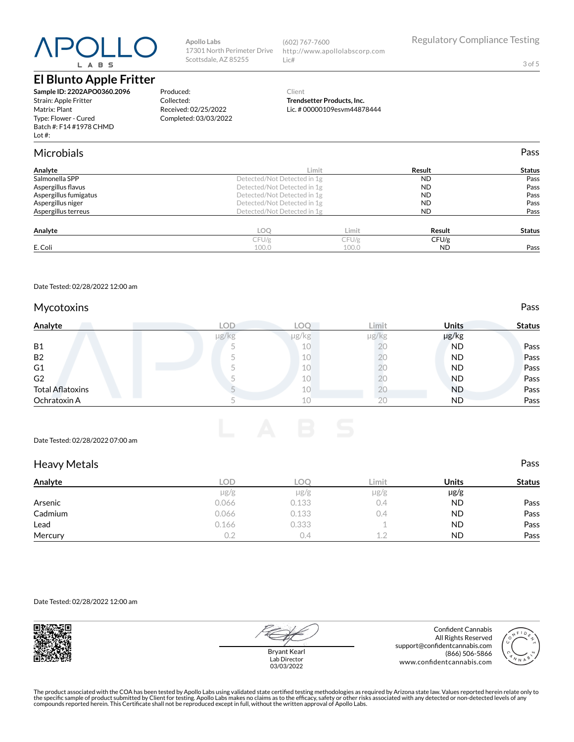APOLLO LABS

Apollo Labs
17301 North Perimeter Drive
Scottsdale, AZ 85255

(602) 767-7600
http://www.apollolabscorp.com
Lic#

Regulatory Compliance Testing

# El Blunto Apple Fritter

**Sample ID: 2202APO0360.2096**
Strain: Apple Fritter
Matrix: Plant
Type: Flower - Cured
Batch #: F14 #1978 CHMD
Lot #:

Produced:
Collected:
Received: 02/25/2022
Completed: 03/03/2022

Client
**Trendsetter Products, Inc.**
Lic. # 00000109esvm44878444

## Microbials

Pass

| Analyte | Limit | Result | Status |
|---|---|---|---|
| Salmonella SPP | Detected/Not Detected in 1g | ND | Pass |
| Aspergillus flavus | Detected/Not Detected in 1g | ND | Pass |
| Aspergillus fumigatus | Detected/Not Detected in 1g | ND | Pass |
| Aspergillus niger | Detected/Not Detected in 1g | ND | Pass |
| Aspergillus terreus | Detected/Not Detected in 1g | ND | Pass |

| Analyte | LOQ | Limit | Result | Status |
|---|---|---|---|---|
| | CFU/g | CFU/g | CFU/g | |
| E. Coli | 100.0 | 100.0 | ND | Pass |

Date Tested: 02/28/2022 12:00 am

## Mycotoxins

Pass

| Analyte | LOD | LOQ | Limit | Units | Status |
|---|---|---|---|---|---|
| | µg/kg | µg/kg | µg/kg | µg/kg | |
| B1 | 5 | 10 | 20 | ND | Pass |
| B2 | 5 | 10 | 20 | ND | Pass |
| G1 | 5 | 10 | 20 | ND | Pass |
| G2 | 5 | 10 | 20 | ND | Pass |
| Total Aflatoxins | 5 | 10 | 20 | ND | Pass |
| Ochratoxin A | 5 | 10 | 20 | ND | Pass |

Date Tested: 02/28/2022 07:00 am

## Heavy Metals

Pass

| Analyte | LOD | LOQ | Limit | Units | Status |
|---|---|---|---|---|---|
| | µg/g | µg/g | µg/g | µg/g | |
| Arsenic | 0.066 | 0.133 | 0.4 | ND | Pass |
| Cadmium | 0.066 | 0.133 | 0.4 | ND | Pass |
| Lead | 0.166 | 0.333 | 1 | ND | Pass |
| Mercury | 0.2 | 0.4 | 1.2 | ND | Pass |

Date Tested: 02/28/2022 12:00 am

Bryant Kearl
Lab Director
03/03/2022

Confident Cannabis
All Rights Reserved
support@confidentcannabis.com
(866) 506-5866
www.confidentcannabis.com

The product associated with the COA has been tested by Apollo Labs using validated state certified testing methodologies as required by Arizona state law. Values reported herein relate only to the specific sample of product submitted by Client for testing. Apollo Labs makes no claims as to the efficacy, safety or other risks associated with any detected or non-detected levels of any compounds reported herein. This Certificate shall not be reproduced except in full, without the written approval of Apollo Labs.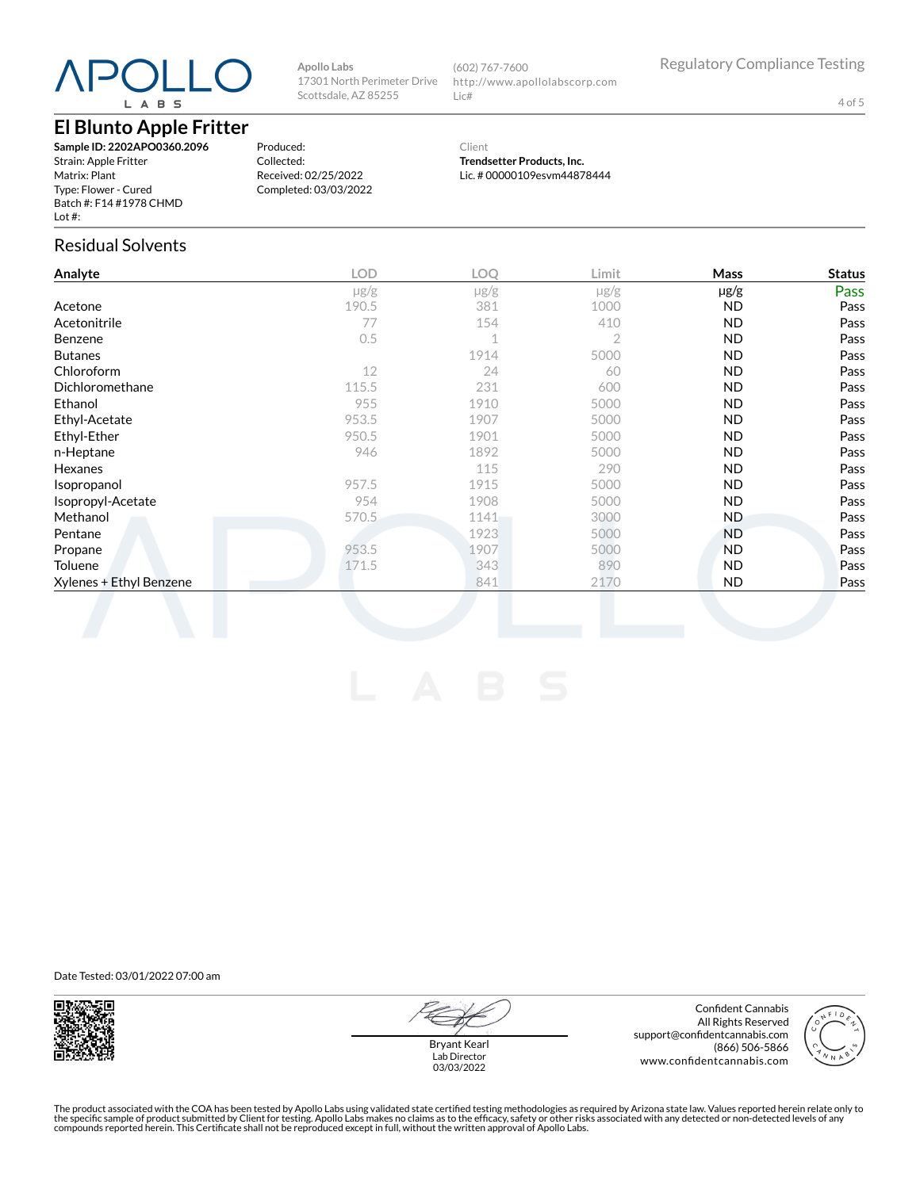# El Blunto Apple Fritter

**Sample ID: 2202APO0360.2096**
Strain: Apple Fritter
Matrix: Plant
Type: Flower - Cured
Batch #: F14 #1978 CHMD
Lot #:

Produced:
Collected:
Received: 02/25/2022
Completed: 03/03/2022

Client
**Trendsetter Products, Inc.**
Lic. # 00000109esvm44878444

## Residual Solvents

| Analyte | LOD | LOQ | Limit | Mass | Status |
|---|---|---|---|---|---|
| | μg/g | μg/g | μg/g | μg/g | Pass |
| Acetone | 190.5 | 381 | 1000 | ND | Pass |
| Acetonitrile | 77 | 154 | 410 | ND | Pass |
| Benzene | 0.5 | 1 | 2 | ND | Pass |
| Butanes | | 1914 | 5000 | ND | Pass |
| Chloroform | 12 | 24 | 60 | ND | Pass |
| Dichloromethane | 115.5 | 231 | 600 | ND | Pass |
| Ethanol | 955 | 1910 | 5000 | ND | Pass |
| Ethyl-Acetate | 953.5 | 1907 | 5000 | ND | Pass |
| Ethyl-Ether | 950.5 | 1901 | 5000 | ND | Pass |
| n-Heptane | 946 | 1892 | 5000 | ND | Pass |
| Hexanes | | 115 | 290 | ND | Pass |
| Isopropanol | 957.5 | 1915 | 5000 | ND | Pass |
| Isopropyl-Acetate | 954 | 1908 | 5000 | ND | Pass |
| Methanol | 570.5 | 1141 | 3000 | ND | Pass |
| Pentane | | 1923 | 5000 | ND | Pass |
| Propane | 953.5 | 1907 | 5000 | ND | Pass |
| Toluene | 171.5 | 343 | 890 | ND | Pass |
| Xylenes + Ethyl Benzene | | 841 | 2170 | ND | Pass |

Date Tested: 03/01/2022 07:00 am

Bryant Kearl
Lab Director
03/03/2022

Confident Cannabis
All Rights Reserved
support@confidentcannabis.com
(866) 506-5866
www.confidentcannabis.com

The product associated with the COA has been tested by Apollo Labs using validated state certified testing methodologies as required by Arizona state law. Values reported herein relate only to the specific sample of product submitted by Client for testing. Apollo Labs makes no claims as to the efficacy, safety or other risks associated with any detected or non-detected levels of any compounds reported herein. This Certificate shall not be reproduced except in full, without the written approval of Apollo Labs.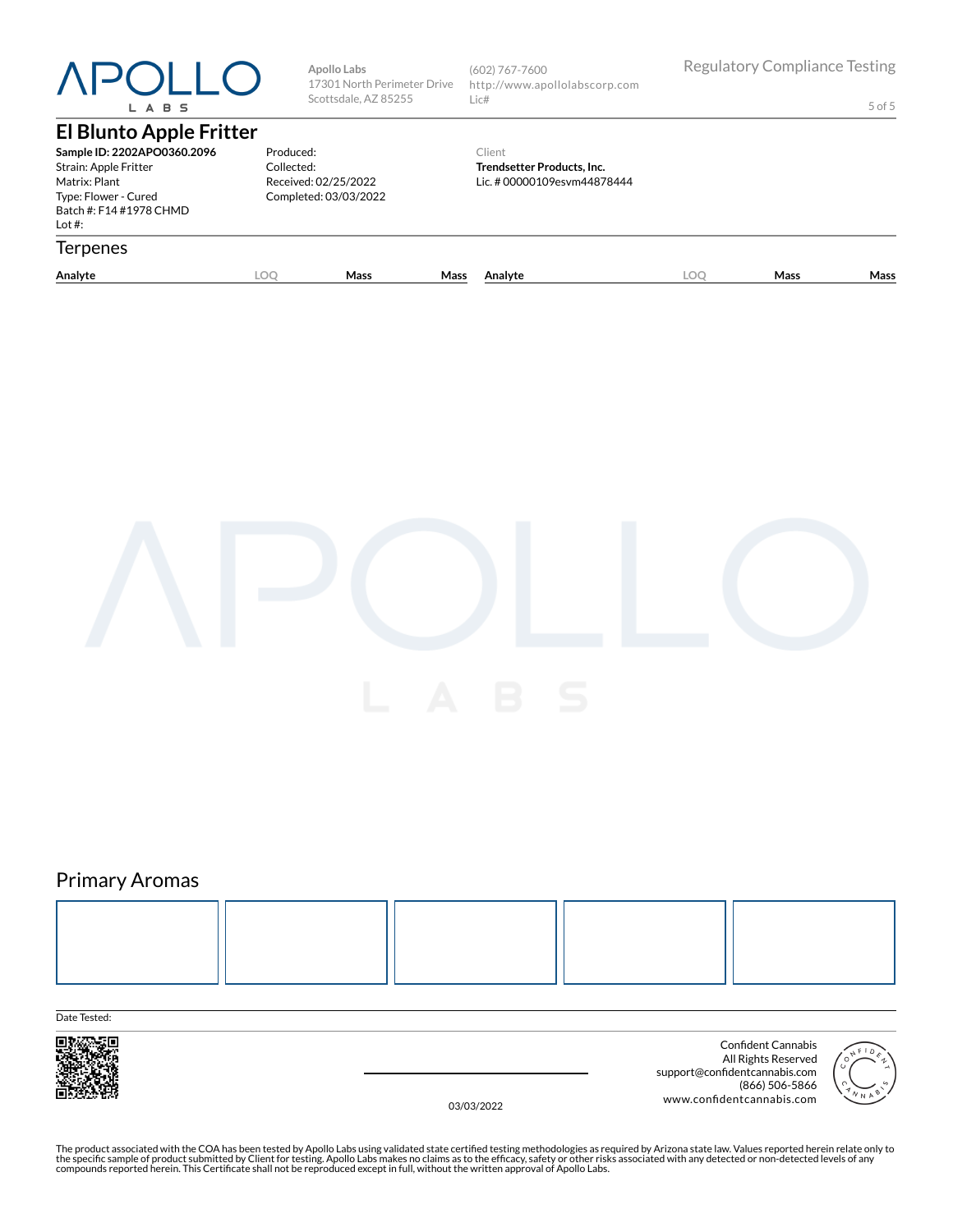# APOLLO LABS

**Apollo Labs**
17301 North Perimeter Drive
Scottsdale, AZ 85255

(602) 767-7600
http://www.apollolabscorp.com
Lic#

Regulatory Compliance Testing

## El Blunto Apple Fritter

**Sample ID: 2202APO0360.2096**
Strain: Apple Fritter
Matrix: Plant
Type: Flower - Cured
Batch #: F14 #1978 CHMD
Lot #:

Produced:
Collected:
Received: 02/25/2022
Completed: 03/03/2022

Client
**Trendsetter Products, Inc.**
Lic. # 00000109esvm44878444

## Terpenes

| Analyte | LOQ | Mass | Mass | Analyte | LOQ | Mass | Mass |
|---|---|---|---|---|---|---|---|

## Primary Aromas

Date Tested:

03/03/2022

Confident Cannabis
All Rights Reserved
support@confidentcannabis.com
(866) 506-5866
www.confidentcannabis.com

The product associated with the COA has been tested by Apollo Labs using validated state certified testing methodologies as required by Arizona state law. Values reported herein relate only to the specific sample of product submitted by Client for testing. Apollo Labs makes no claims as to the efficacy, safety or other risks associated with any detected or non-detected levels of any compounds reported herein. This Certificate shall not be reproduced except in full, without the written approval of Apollo Labs.